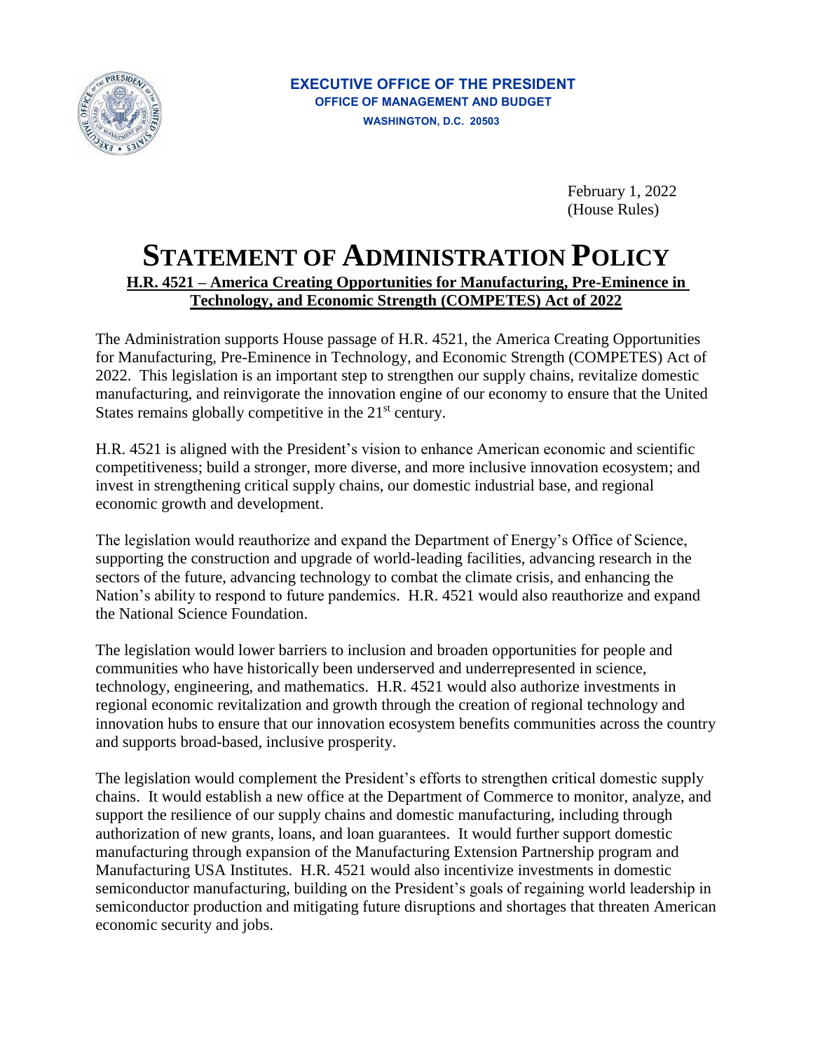**EXECUTIVE OFFICE OF THE PRESIDENT**
**OFFICE OF MANAGEMENT AND BUDGET**
**WASHINGTON, D.C. 20503**

February 1, 2022
(House Rules)

# STATEMENT OF ADMINISTRATION POLICY

**H.R. 4521 – America Creating Opportunities for Manufacturing, Pre-Eminence in Technology, and Economic Strength (COMPETES) Act of 2022**

The Administration supports House passage of H.R. 4521, the America Creating Opportunities for Manufacturing, Pre-Eminence in Technology, and Economic Strength (COMPETES) Act of 2022. This legislation is an important step to strengthen our supply chains, revitalize domestic manufacturing, and reinvigorate the innovation engine of our economy to ensure that the United States remains globally competitive in the 21st century.

H.R. 4521 is aligned with the President's vision to enhance American economic and scientific competitiveness; build a stronger, more diverse, and more inclusive innovation ecosystem; and invest in strengthening critical supply chains, our domestic industrial base, and regional economic growth and development.

The legislation would reauthorize and expand the Department of Energy's Office of Science, supporting the construction and upgrade of world-leading facilities, advancing research in the sectors of the future, advancing technology to combat the climate crisis, and enhancing the Nation's ability to respond to future pandemics. H.R. 4521 would also reauthorize and expand the National Science Foundation.

The legislation would lower barriers to inclusion and broaden opportunities for people and communities who have historically been underserved and underrepresented in science, technology, engineering, and mathematics. H.R. 4521 would also authorize investments in regional economic revitalization and growth through the creation of regional technology and innovation hubs to ensure that our innovation ecosystem benefits communities across the country and supports broad-based, inclusive prosperity.

The legislation would complement the President's efforts to strengthen critical domestic supply chains. It would establish a new office at the Department of Commerce to monitor, analyze, and support the resilience of our supply chains and domestic manufacturing, including through authorization of new grants, loans, and loan guarantees. It would further support domestic manufacturing through expansion of the Manufacturing Extension Partnership program and Manufacturing USA Institutes. H.R. 4521 would also incentivize investments in domestic semiconductor manufacturing, building on the President's goals of regaining world leadership in semiconductor production and mitigating future disruptions and shortages that threaten American economic security and jobs.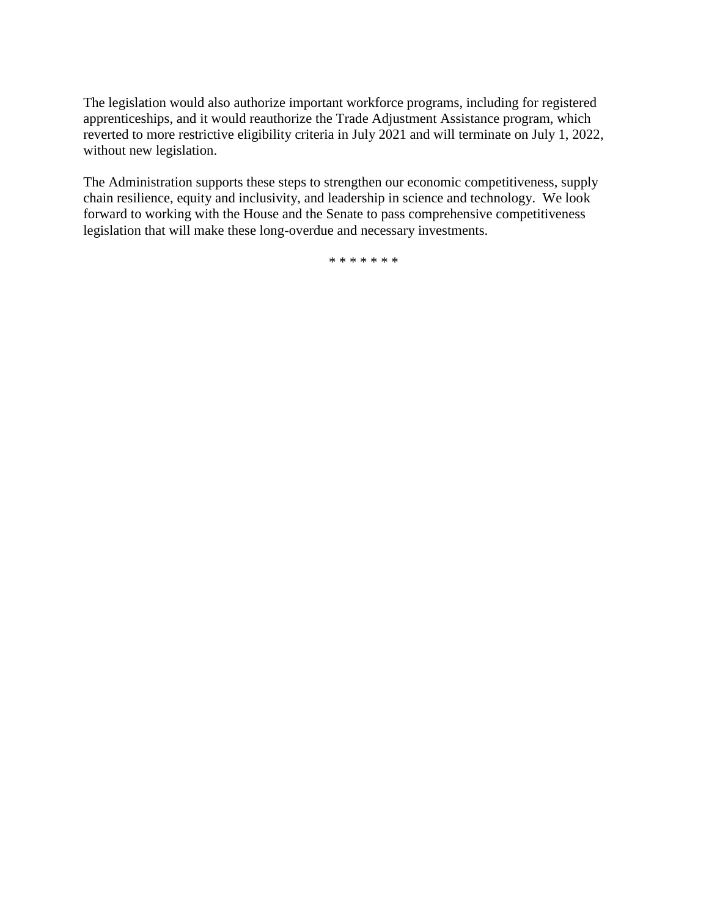The legislation would also authorize important workforce programs, including for registered apprenticeships, and it would reauthorize the Trade Adjustment Assistance program, which reverted to more restrictive eligibility criteria in July 2021 and will terminate on July 1, 2022, without new legislation.

The Administration supports these steps to strengthen our economic competitiveness, supply chain resilience, equity and inclusivity, and leadership in science and technology. We look forward to working with the House and the Senate to pass comprehensive competitiveness legislation that will make these long-overdue and necessary investments.

* * * * * * *